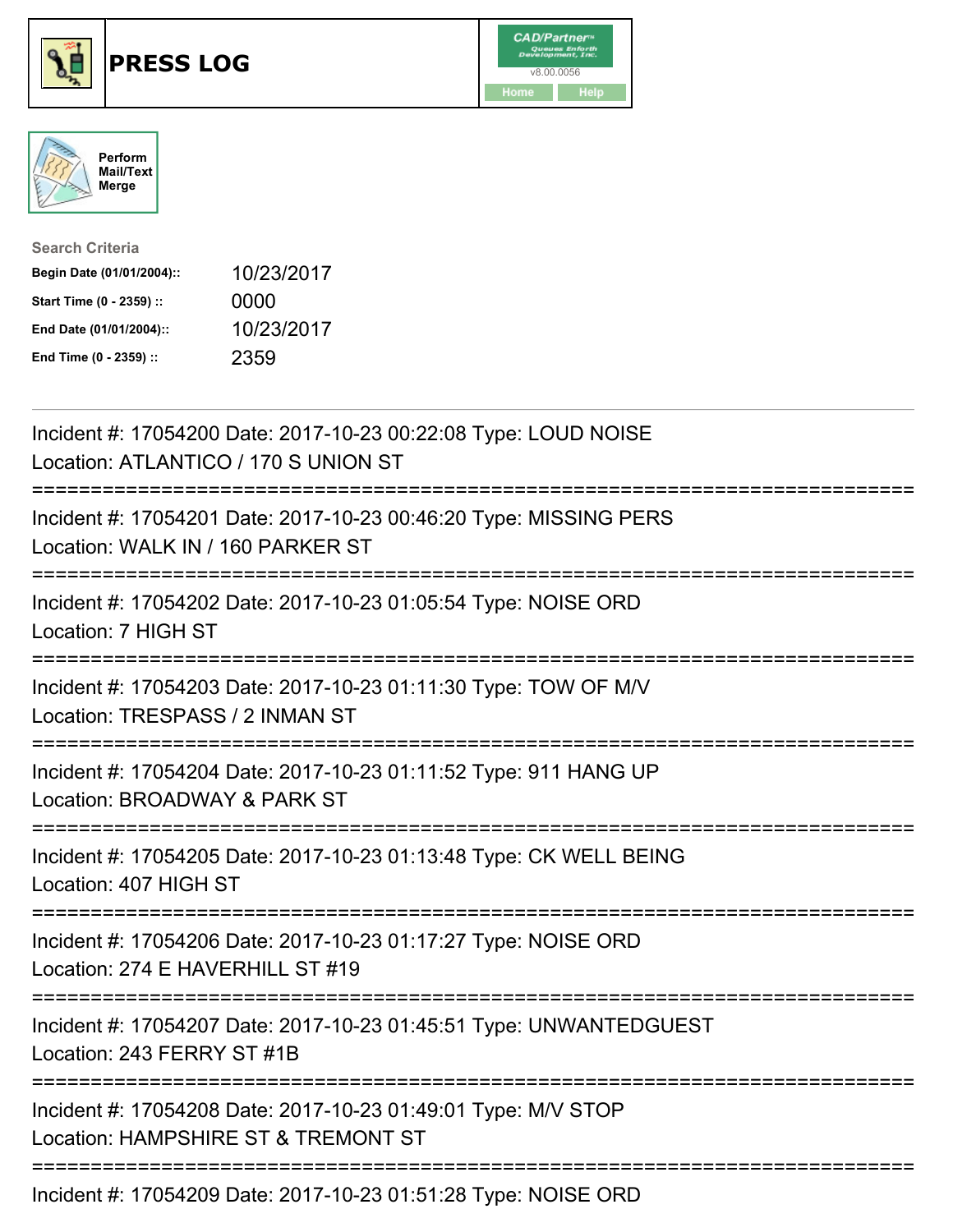# PRESS LOG

Perform Mail/Text Merge

**Search Criteria**

| | |
|---|---|
| **Begin Date (01/01/2004)::** | 10/23/2017 |
| **Start Time (0 - 2359) ::** | 0000 |
| **End Date (01/01/2004)::** | 10/23/2017 |
| **End Time (0 - 2359) ::** | 2359 |

---

Incident #: 17054200 Date: 2017-10-23 00:22:08 Type: LOUD NOISE
Location: ATLANTICO / 170 S UNION ST

===========================================================================

Incident #: 17054201 Date: 2017-10-23 00:46:20 Type: MISSING PERS
Location: WALK IN / 160 PARKER ST

===========================================================================

Incident #: 17054202 Date: 2017-10-23 01:05:54 Type: NOISE ORD
Location: 7 HIGH ST

===========================================================================

Incident #: 17054203 Date: 2017-10-23 01:11:30 Type: TOW OF M/V
Location: TRESPASS / 2 INMAN ST

===========================================================================

Incident #: 17054204 Date: 2017-10-23 01:11:52 Type: 911 HANG UP
Location: BROADWAY & PARK ST

===========================================================================

Incident #: 17054205 Date: 2017-10-23 01:13:48 Type: CK WELL BEING
Location: 407 HIGH ST

===========================================================================

Incident #: 17054206 Date: 2017-10-23 01:17:27 Type: NOISE ORD
Location: 274 E HAVERHILL ST #19

===========================================================================

Incident #: 17054207 Date: 2017-10-23 01:45:51 Type: UNWANTEDGUEST
Location: 243 FERRY ST #1B

===========================================================================

Incident #: 17054208 Date: 2017-10-23 01:49:01 Type: M/V STOP
Location: HAMPSHIRE ST & TREMONT ST

===========================================================================

Incident #: 17054209 Date: 2017-10-23 01:51:28 Type: NOISE ORD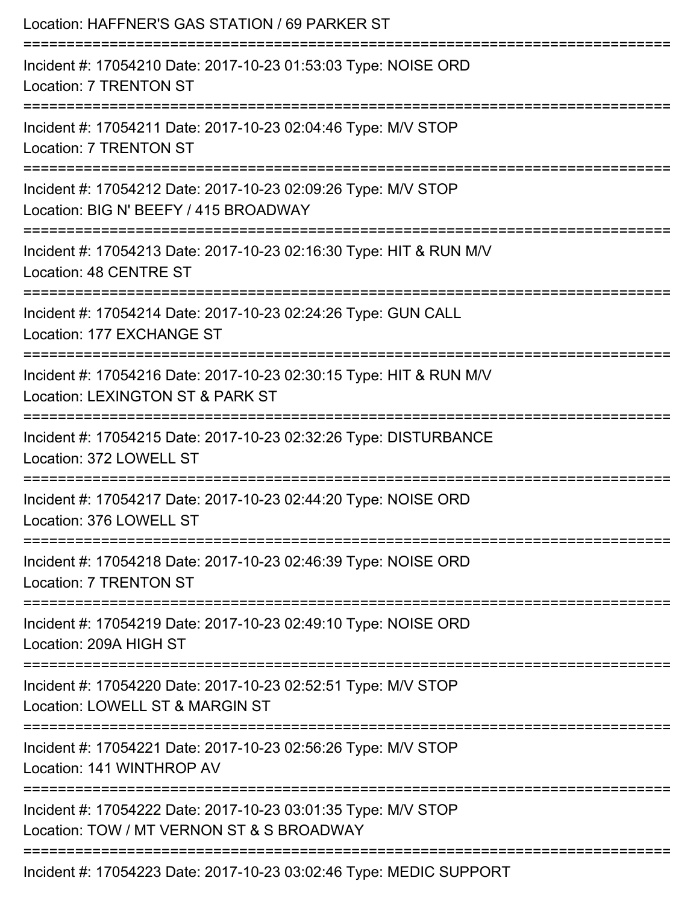Location: HAFFNER'S GAS STATION / 69 PARKER ST

===========================================================================

Incident #: 17054210 Date: 2017-10-23 01:53:03 Type: NOISE ORD
Location: 7 TRENTON ST

===========================================================================

Incident #: 17054211 Date: 2017-10-23 02:04:46 Type: M/V STOP
Location: 7 TRENTON ST

===========================================================================

Incident #: 17054212 Date: 2017-10-23 02:09:26 Type: M/V STOP
Location: BIG N' BEEFY / 415 BROADWAY

===========================================================================

Incident #: 17054213 Date: 2017-10-23 02:16:30 Type: HIT & RUN M/V
Location: 48 CENTRE ST

===========================================================================

Incident #: 17054214 Date: 2017-10-23 02:24:26 Type: GUN CALL
Location: 177 EXCHANGE ST

===========================================================================

Incident #: 17054216 Date: 2017-10-23 02:30:15 Type: HIT & RUN M/V
Location: LEXINGTON ST & PARK ST

===========================================================================

Incident #: 17054215 Date: 2017-10-23 02:32:26 Type: DISTURBANCE
Location: 372 LOWELL ST

===========================================================================

Incident #: 17054217 Date: 2017-10-23 02:44:20 Type: NOISE ORD
Location: 376 LOWELL ST

===========================================================================

Incident #: 17054218 Date: 2017-10-23 02:46:39 Type: NOISE ORD
Location: 7 TRENTON ST

===========================================================================

Incident #: 17054219 Date: 2017-10-23 02:49:10 Type: NOISE ORD
Location: 209A HIGH ST

===========================================================================

Incident #: 17054220 Date: 2017-10-23 02:52:51 Type: M/V STOP
Location: LOWELL ST & MARGIN ST

===========================================================================

Incident #: 17054221 Date: 2017-10-23 02:56:26 Type: M/V STOP
Location: 141 WINTHROP AV

===========================================================================

Incident #: 17054222 Date: 2017-10-23 03:01:35 Type: M/V STOP
Location: TOW / MT VERNON ST & S BROADWAY

===========================================================================

Incident #: 17054223 Date: 2017-10-23 03:02:46 Type: MEDIC SUPPORT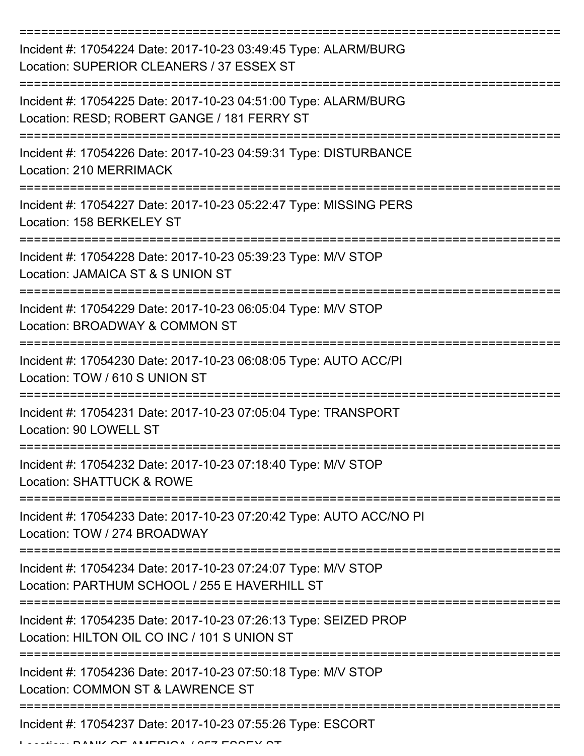===========================================================================

Incident #: 17054224 Date: 2017-10-23 03:49:45 Type: ALARM/BURG
Location: SUPERIOR CLEANERS / 37 ESSEX ST

===========================================================================

Incident #: 17054225 Date: 2017-10-23 04:51:00 Type: ALARM/BURG
Location: RESD; ROBERT GANGE / 181 FERRY ST

===========================================================================

Incident #: 17054226 Date: 2017-10-23 04:59:31 Type: DISTURBANCE
Location: 210 MERRIMACK

===========================================================================

Incident #: 17054227 Date: 2017-10-23 05:22:47 Type: MISSING PERS
Location: 158 BERKELEY ST

===========================================================================

Incident #: 17054228 Date: 2017-10-23 05:39:23 Type: M/V STOP
Location: JAMAICA ST & S UNION ST

===========================================================================

Incident #: 17054229 Date: 2017-10-23 06:05:04 Type: M/V STOP
Location: BROADWAY & COMMON ST

===========================================================================

Incident #: 17054230 Date: 2017-10-23 06:08:05 Type: AUTO ACC/PI
Location: TOW / 610 S UNION ST

===========================================================================

Incident #: 17054231 Date: 2017-10-23 07:05:04 Type: TRANSPORT
Location: 90 LOWELL ST

===========================================================================

Incident #: 17054232 Date: 2017-10-23 07:18:40 Type: M/V STOP
Location: SHATTUCK & ROWE

===========================================================================

Incident #: 17054233 Date: 2017-10-23 07:20:42 Type: AUTO ACC/NO PI
Location: TOW / 274 BROADWAY

===========================================================================

Incident #: 17054234 Date: 2017-10-23 07:24:07 Type: M/V STOP
Location: PARTHUM SCHOOL / 255 E HAVERHILL ST

===========================================================================

Incident #: 17054235 Date: 2017-10-23 07:26:13 Type: SEIZED PROP
Location: HILTON OIL CO INC / 101 S UNION ST

===========================================================================

Incident #: 17054236 Date: 2017-10-23 07:50:18 Type: M/V STOP
Location: COMMON ST & LAWRENCE ST

===========================================================================

Incident #: 17054237 Date: 2017-10-23 07:55:26 Type: ESCORT
Location: BANK OF AMERICA / 257 ESSEX ST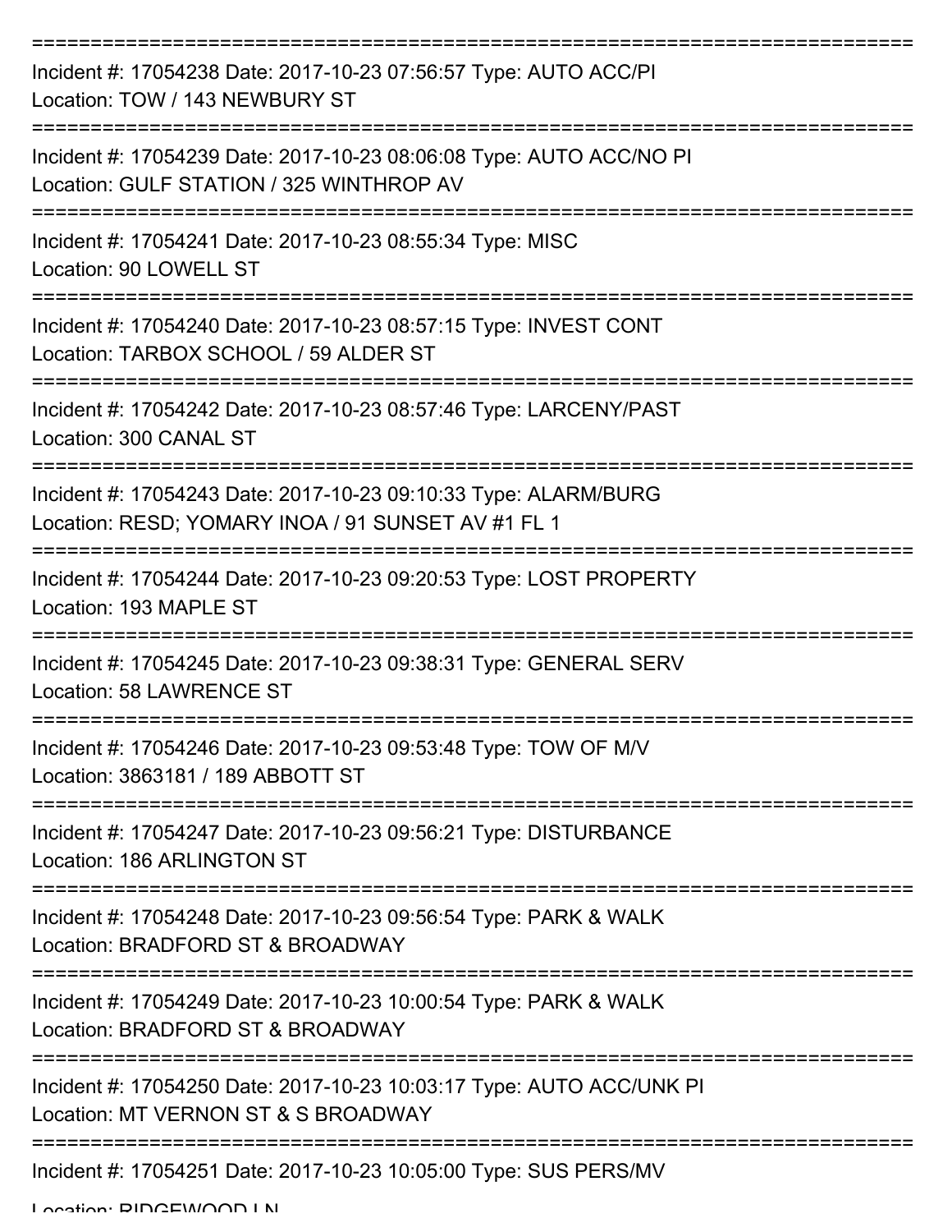===========================================================================

Incident #: 17054238 Date: 2017-10-23 07:56:57 Type: AUTO ACC/PI
Location: TOW / 143 NEWBURY ST

===========================================================================

Incident #: 17054239 Date: 2017-10-23 08:06:08 Type: AUTO ACC/NO PI
Location: GULF STATION / 325 WINTHROP AV

===========================================================================

Incident #: 17054241 Date: 2017-10-23 08:55:34 Type: MISC
Location: 90 LOWELL ST

===========================================================================

Incident #: 17054240 Date: 2017-10-23 08:57:15 Type: INVEST CONT
Location: TARBOX SCHOOL / 59 ALDER ST

===========================================================================

Incident #: 17054242 Date: 2017-10-23 08:57:46 Type: LARCENY/PAST
Location: 300 CANAL ST

===========================================================================

Incident #: 17054243 Date: 2017-10-23 09:10:33 Type: ALARM/BURG
Location: RESD; YOMARY INOA / 91 SUNSET AV #1 FL 1

===========================================================================

Incident #: 17054244 Date: 2017-10-23 09:20:53 Type: LOST PROPERTY
Location: 193 MAPLE ST

===========================================================================

Incident #: 17054245 Date: 2017-10-23 09:38:31 Type: GENERAL SERV
Location: 58 LAWRENCE ST

===========================================================================

Incident #: 17054246 Date: 2017-10-23 09:53:48 Type: TOW OF M/V
Location: 3863181 / 189 ABBOTT ST

===========================================================================

Incident #: 17054247 Date: 2017-10-23 09:56:21 Type: DISTURBANCE
Location: 186 ARLINGTON ST

===========================================================================

Incident #: 17054248 Date: 2017-10-23 09:56:54 Type: PARK & WALK
Location: BRADFORD ST & BROADWAY

===========================================================================

Incident #: 17054249 Date: 2017-10-23 10:00:54 Type: PARK & WALK
Location: BRADFORD ST & BROADWAY

===========================================================================

Incident #: 17054250 Date: 2017-10-23 10:03:17 Type: AUTO ACC/UNK PI
Location: MT VERNON ST & S BROADWAY

===========================================================================

Incident #: 17054251 Date: 2017-10-23 10:05:00 Type: SUS PERS/MV
Location: RIDGEWOOD LN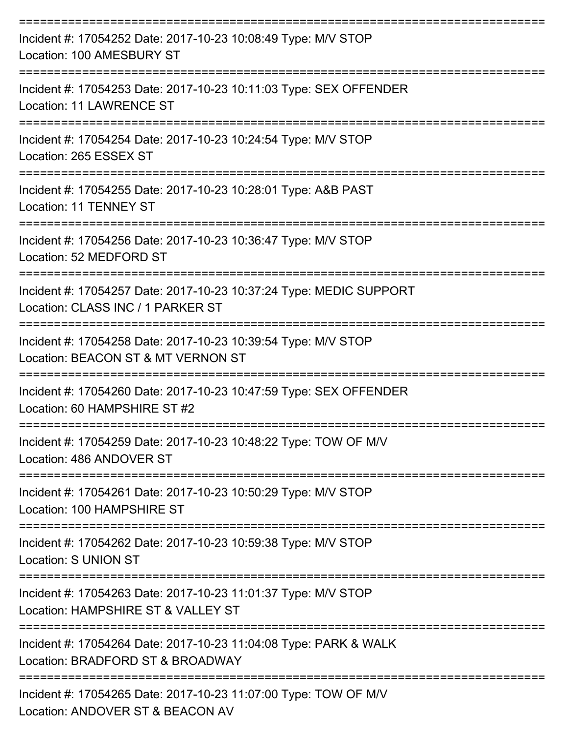===========================================================================

Incident #: 17054252 Date: 2017-10-23 10:08:49 Type: M/V STOP

Location: 100 AMESBURY ST

===========================================================================

Incident #: 17054253 Date: 2017-10-23 10:11:03 Type: SEX OFFENDER

Location: 11 LAWRENCE ST

===========================================================================

Incident #: 17054254 Date: 2017-10-23 10:24:54 Type: M/V STOP

Location: 265 ESSEX ST

===========================================================================

Incident #: 17054255 Date: 2017-10-23 10:28:01 Type: A&B PAST

Location: 11 TENNEY ST

===========================================================================

Incident #: 17054256 Date: 2017-10-23 10:36:47 Type: M/V STOP

Location: 52 MEDFORD ST

===========================================================================

Incident #: 17054257 Date: 2017-10-23 10:37:24 Type: MEDIC SUPPORT

Location: CLASS INC / 1 PARKER ST

===========================================================================

Incident #: 17054258 Date: 2017-10-23 10:39:54 Type: M/V STOP

Location: BEACON ST & MT VERNON ST

===========================================================================

Incident #: 17054260 Date: 2017-10-23 10:47:59 Type: SEX OFFENDER

Location: 60 HAMPSHIRE ST #2

===========================================================================

Incident #: 17054259 Date: 2017-10-23 10:48:22 Type: TOW OF M/V

Location: 486 ANDOVER ST

===========================================================================

Incident #: 17054261 Date: 2017-10-23 10:50:29 Type: M/V STOP

Location: 100 HAMPSHIRE ST

===========================================================================

Incident #: 17054262 Date: 2017-10-23 10:59:38 Type: M/V STOP

Location: S UNION ST

===========================================================================

Incident #: 17054263 Date: 2017-10-23 11:01:37 Type: M/V STOP

Location: HAMPSHIRE ST & VALLEY ST

===========================================================================

Incident #: 17054264 Date: 2017-10-23 11:04:08 Type: PARK & WALK

Location: BRADFORD ST & BROADWAY

===========================================================================

Incident #: 17054265 Date: 2017-10-23 11:07:00 Type: TOW OF M/V

Location: ANDOVER ST & BEACON AV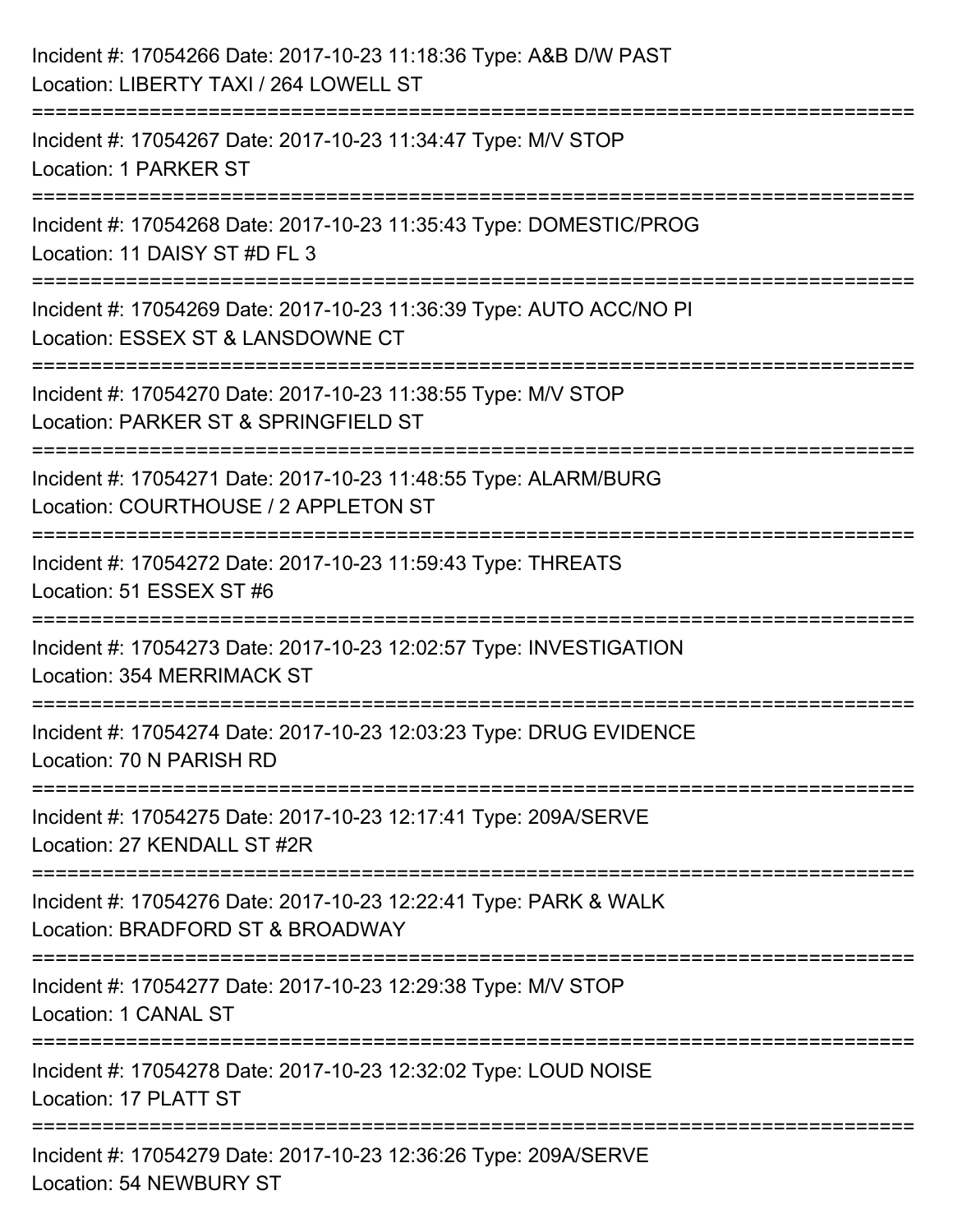Incident #: 17054266 Date: 2017-10-23 11:18:36 Type: A&B D/W PAST
Location: LIBERTY TAXI / 264 LOWELL ST

===========================================================================

Incident #: 17054267 Date: 2017-10-23 11:34:47 Type: M/V STOP
Location: 1 PARKER ST

===========================================================================

Incident #: 17054268 Date: 2017-10-23 11:35:43 Type: DOMESTIC/PROG
Location: 11 DAISY ST #D FL 3

===========================================================================

Incident #: 17054269 Date: 2017-10-23 11:36:39 Type: AUTO ACC/NO PI
Location: ESSEX ST & LANSDOWNE CT

===========================================================================

Incident #: 17054270 Date: 2017-10-23 11:38:55 Type: M/V STOP
Location: PARKER ST & SPRINGFIELD ST

===========================================================================

Incident #: 17054271 Date: 2017-10-23 11:48:55 Type: ALARM/BURG
Location: COURTHOUSE / 2 APPLETON ST

===========================================================================

Incident #: 17054272 Date: 2017-10-23 11:59:43 Type: THREATS
Location: 51 ESSEX ST #6

===========================================================================

Incident #: 17054273 Date: 2017-10-23 12:02:57 Type: INVESTIGATION
Location: 354 MERRIMACK ST

===========================================================================

Incident #: 17054274 Date: 2017-10-23 12:03:23 Type: DRUG EVIDENCE
Location: 70 N PARISH RD

===========================================================================

Incident #: 17054275 Date: 2017-10-23 12:17:41 Type: 209A/SERVE
Location: 27 KENDALL ST #2R

===========================================================================

Incident #: 17054276 Date: 2017-10-23 12:22:41 Type: PARK & WALK
Location: BRADFORD ST & BROADWAY

===========================================================================

Incident #: 17054277 Date: 2017-10-23 12:29:38 Type: M/V STOP
Location: 1 CANAL ST

===========================================================================

Incident #: 17054278 Date: 2017-10-23 12:32:02 Type: LOUD NOISE
Location: 17 PLATT ST

===========================================================================

Incident #: 17054279 Date: 2017-10-23 12:36:26 Type: 209A/SERVE
Location: 54 NEWBURY ST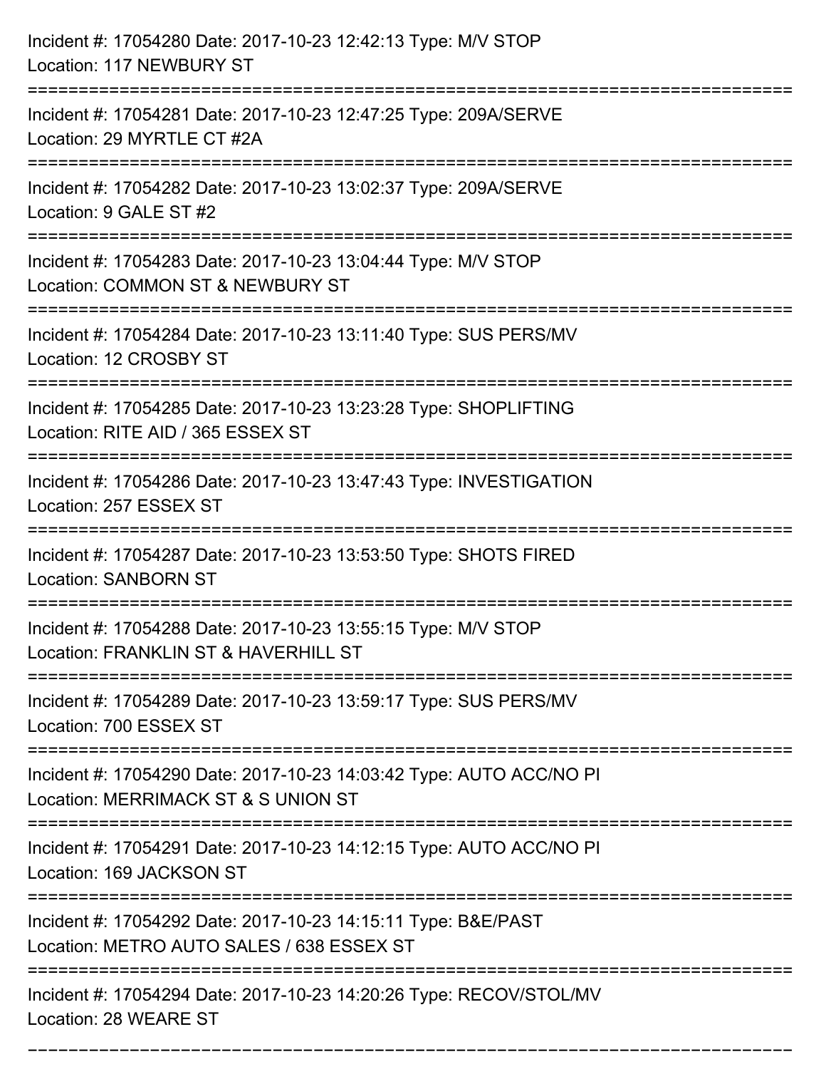Incident #: 17054280 Date: 2017-10-23 12:42:13 Type: M/V STOP
Location: 117 NEWBURY ST

===========================================================================

Incident #: 17054281 Date: 2017-10-23 12:47:25 Type: 209A/SERVE
Location: 29 MYRTLE CT #2A

===========================================================================

Incident #: 17054282 Date: 2017-10-23 13:02:37 Type: 209A/SERVE
Location: 9 GALE ST #2

===========================================================================

Incident #: 17054283 Date: 2017-10-23 13:04:44 Type: M/V STOP
Location: COMMON ST & NEWBURY ST

===========================================================================

Incident #: 17054284 Date: 2017-10-23 13:11:40 Type: SUS PERS/MV
Location: 12 CROSBY ST

===========================================================================

Incident #: 17054285 Date: 2017-10-23 13:23:28 Type: SHOPLIFTING
Location: RITE AID / 365 ESSEX ST

===========================================================================

Incident #: 17054286 Date: 2017-10-23 13:47:43 Type: INVESTIGATION
Location: 257 ESSEX ST

===========================================================================

Incident #: 17054287 Date: 2017-10-23 13:53:50 Type: SHOTS FIRED
Location: SANBORN ST

===========================================================================

Incident #: 17054288 Date: 2017-10-23 13:55:15 Type: M/V STOP
Location: FRANKLIN ST & HAVERHILL ST

===========================================================================

Incident #: 17054289 Date: 2017-10-23 13:59:17 Type: SUS PERS/MV
Location: 700 ESSEX ST

===========================================================================

Incident #: 17054290 Date: 2017-10-23 14:03:42 Type: AUTO ACC/NO PI
Location: MERRIMACK ST & S UNION ST

===========================================================================

Incident #: 17054291 Date: 2017-10-23 14:12:15 Type: AUTO ACC/NO PI
Location: 169 JACKSON ST

===========================================================================

Incident #: 17054292 Date: 2017-10-23 14:15:11 Type: B&E/PAST
Location: METRO AUTO SALES / 638 ESSEX ST

===========================================================================

Incident #: 17054294 Date: 2017-10-23 14:20:26 Type: RECOV/STOL/MV
Location: 28 WEARE ST

===========================================================================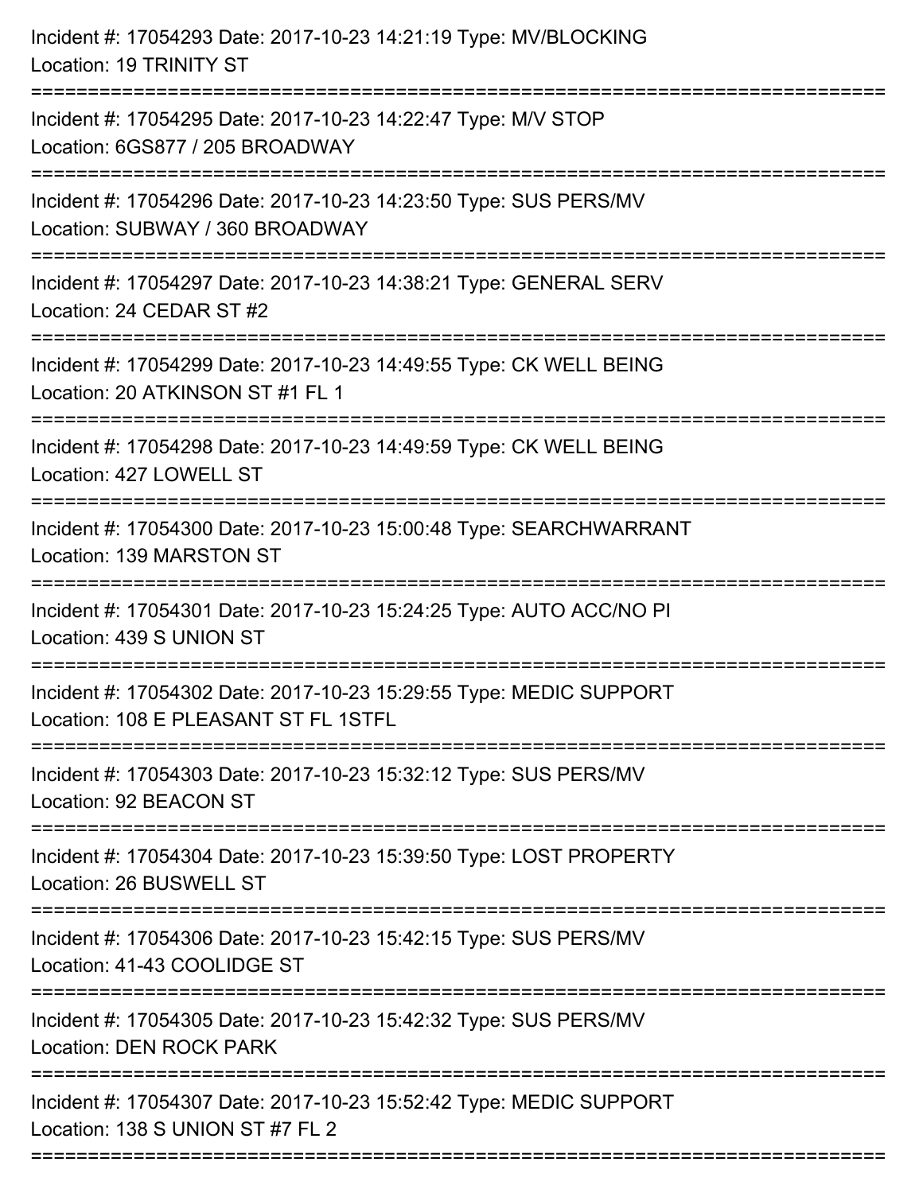Incident #: 17054293 Date: 2017-10-23 14:21:19 Type: MV/BLOCKING
Location: 19 TRINITY ST

===========================================================================

Incident #: 17054295 Date: 2017-10-23 14:22:47 Type: M/V STOP
Location: 6GS877 / 205 BROADWAY

===========================================================================

Incident #: 17054296 Date: 2017-10-23 14:23:50 Type: SUS PERS/MV
Location: SUBWAY / 360 BROADWAY

===========================================================================

Incident #: 17054297 Date: 2017-10-23 14:38:21 Type: GENERAL SERV
Location: 24 CEDAR ST #2

===========================================================================

Incident #: 17054299 Date: 2017-10-23 14:49:55 Type: CK WELL BEING
Location: 20 ATKINSON ST #1 FL 1

===========================================================================

Incident #: 17054298 Date: 2017-10-23 14:49:59 Type: CK WELL BEING
Location: 427 LOWELL ST

===========================================================================

Incident #: 17054300 Date: 2017-10-23 15:00:48 Type: SEARCHWARRANT
Location: 139 MARSTON ST

===========================================================================

Incident #: 17054301 Date: 2017-10-23 15:24:25 Type: AUTO ACC/NO PI
Location: 439 S UNION ST

===========================================================================

Incident #: 17054302 Date: 2017-10-23 15:29:55 Type: MEDIC SUPPORT
Location: 108 E PLEASANT ST FL 1STFL

===========================================================================

Incident #: 17054303 Date: 2017-10-23 15:32:12 Type: SUS PERS/MV
Location: 92 BEACON ST

===========================================================================

Incident #: 17054304 Date: 2017-10-23 15:39:50 Type: LOST PROPERTY
Location: 26 BUSWELL ST

===========================================================================

Incident #: 17054306 Date: 2017-10-23 15:42:15 Type: SUS PERS/MV
Location: 41-43 COOLIDGE ST

===========================================================================

Incident #: 17054305 Date: 2017-10-23 15:42:32 Type: SUS PERS/MV
Location: DEN ROCK PARK

===========================================================================

Incident #: 17054307 Date: 2017-10-23 15:52:42 Type: MEDIC SUPPORT
Location: 138 S UNION ST #7 FL 2

===========================================================================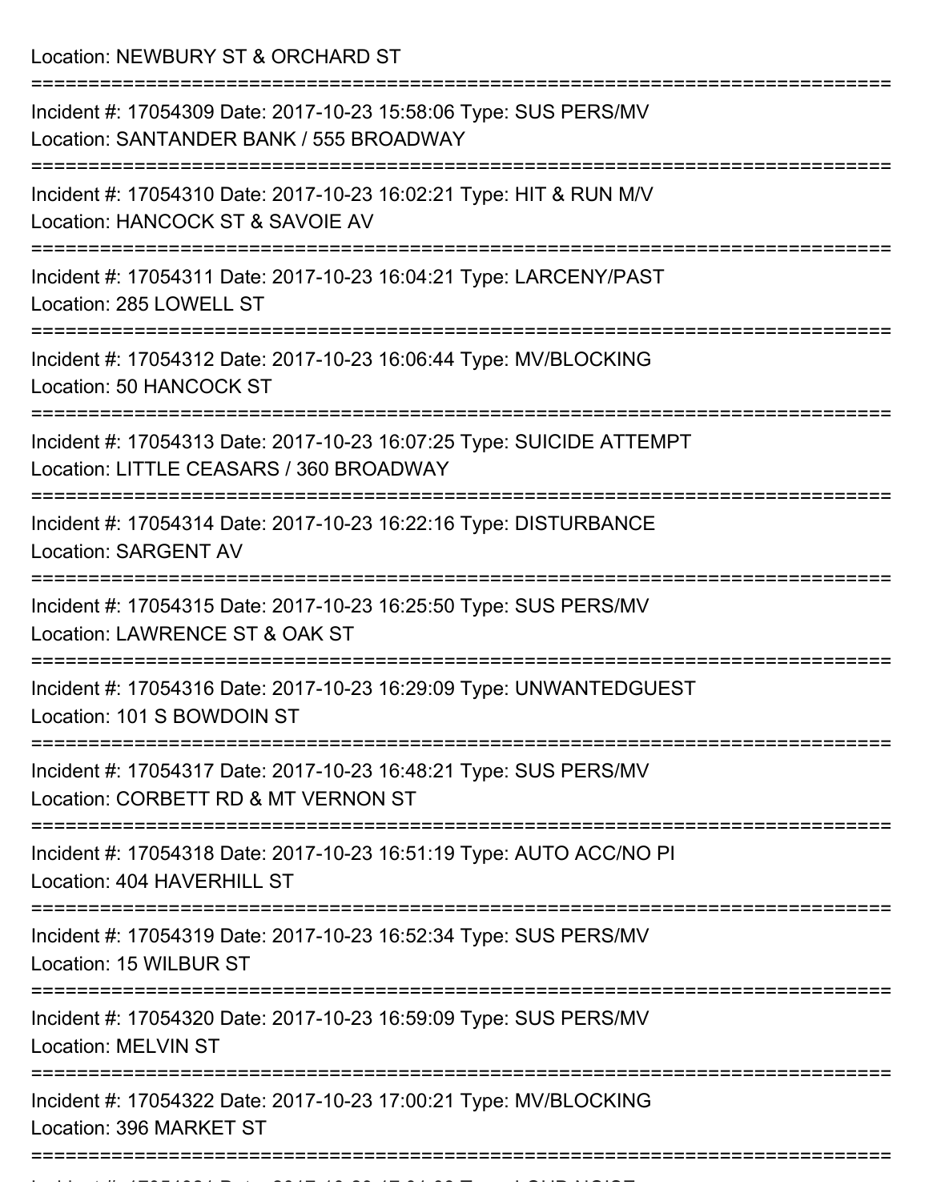Location: NEWBURY ST & ORCHARD ST

===========================================================================

Incident #: 17054309 Date: 2017-10-23 15:58:06 Type: SUS PERS/MV
Location: SANTANDER BANK / 555 BROADWAY

===========================================================================

Incident #: 17054310 Date: 2017-10-23 16:02:21 Type: HIT & RUN M/V
Location: HANCOCK ST & SAVOIE AV

===========================================================================

Incident #: 17054311 Date: 2017-10-23 16:04:21 Type: LARCENY/PAST
Location: 285 LOWELL ST

===========================================================================

Incident #: 17054312 Date: 2017-10-23 16:06:44 Type: MV/BLOCKING
Location: 50 HANCOCK ST

===========================================================================

Incident #: 17054313 Date: 2017-10-23 16:07:25 Type: SUICIDE ATTEMPT
Location: LITTLE CEASARS / 360 BROADWAY

===========================================================================

Incident #: 17054314 Date: 2017-10-23 16:22:16 Type: DISTURBANCE
Location: SARGENT AV

===========================================================================

Incident #: 17054315 Date: 2017-10-23 16:25:50 Type: SUS PERS/MV
Location: LAWRENCE ST & OAK ST

===========================================================================

Incident #: 17054316 Date: 2017-10-23 16:29:09 Type: UNWANTEDGUEST
Location: 101 S BOWDOIN ST

===========================================================================

Incident #: 17054317 Date: 2017-10-23 16:48:21 Type: SUS PERS/MV
Location: CORBETT RD & MT VERNON ST

===========================================================================

Incident #: 17054318 Date: 2017-10-23 16:51:19 Type: AUTO ACC/NO PI
Location: 404 HAVERHILL ST

===========================================================================

Incident #: 17054319 Date: 2017-10-23 16:52:34 Type: SUS PERS/MV
Location: 15 WILBUR ST

===========================================================================

Incident #: 17054320 Date: 2017-10-23 16:59:09 Type: SUS PERS/MV
Location: MELVIN ST

===========================================================================

Incident #: 17054322 Date: 2017-10-23 17:00:21 Type: MV/BLOCKING
Location: 396 MARKET ST

===========================================================================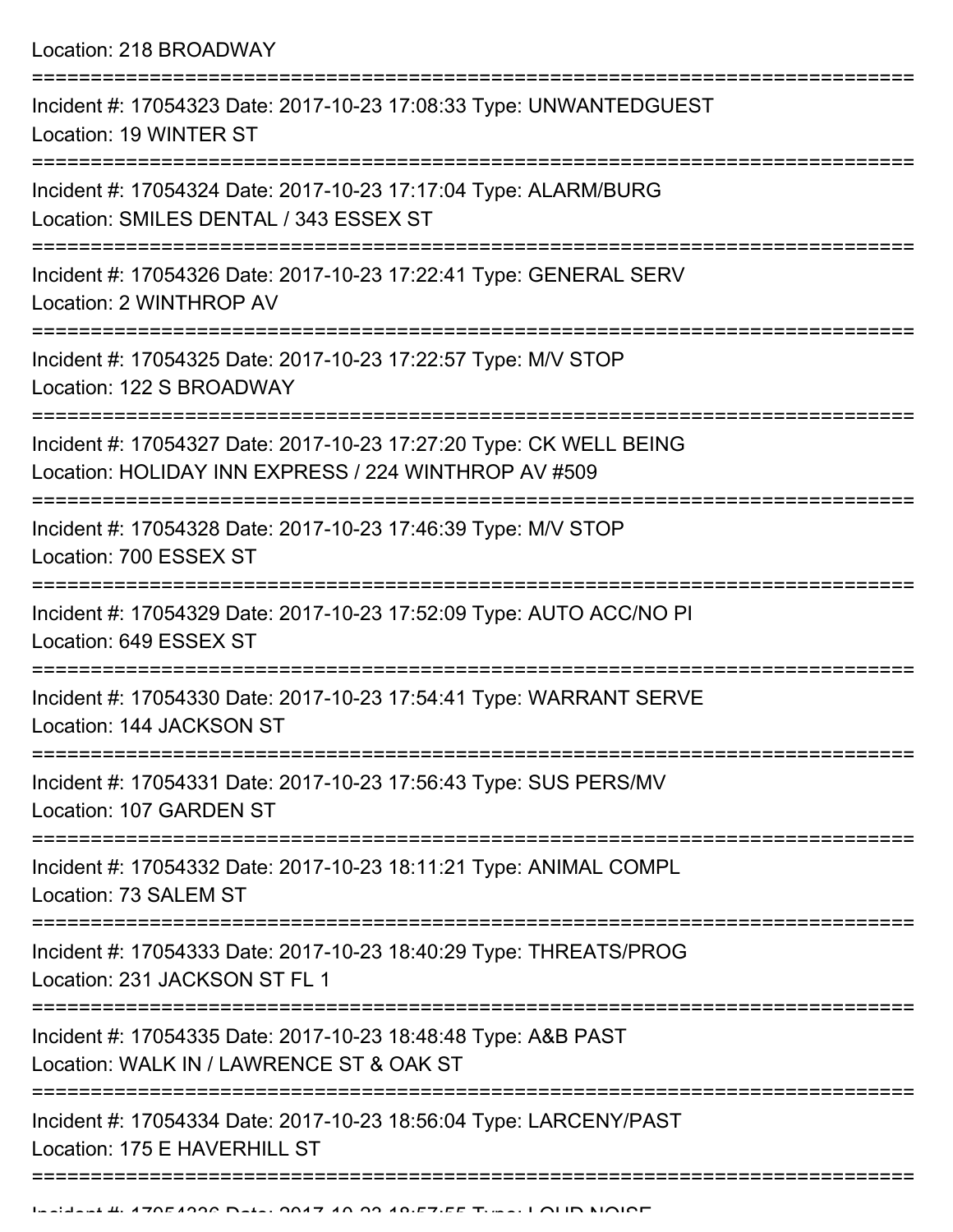Location: 218 BROADWAY

===========================================================================

Incident #: 17054323 Date: 2017-10-23 17:08:33 Type: UNWANTEDGUEST
Location: 19 WINTER ST

===========================================================================

Incident #: 17054324 Date: 2017-10-23 17:17:04 Type: ALARM/BURG
Location: SMILES DENTAL / 343 ESSEX ST

===========================================================================

Incident #: 17054326 Date: 2017-10-23 17:22:41 Type: GENERAL SERV
Location: 2 WINTHROP AV

===========================================================================

Incident #: 17054325 Date: 2017-10-23 17:22:57 Type: M/V STOP
Location: 122 S BROADWAY

===========================================================================

Incident #: 17054327 Date: 2017-10-23 17:27:20 Type: CK WELL BEING
Location: HOLIDAY INN EXPRESS / 224 WINTHROP AV #509

===========================================================================

Incident #: 17054328 Date: 2017-10-23 17:46:39 Type: M/V STOP
Location: 700 ESSEX ST

===========================================================================

Incident #: 17054329 Date: 2017-10-23 17:52:09 Type: AUTO ACC/NO PI
Location: 649 ESSEX ST

===========================================================================

Incident #: 17054330 Date: 2017-10-23 17:54:41 Type: WARRANT SERVE
Location: 144 JACKSON ST

===========================================================================

Incident #: 17054331 Date: 2017-10-23 17:56:43 Type: SUS PERS/MV
Location: 107 GARDEN ST

===========================================================================

Incident #: 17054332 Date: 2017-10-23 18:11:21 Type: ANIMAL COMPL
Location: 73 SALEM ST

===========================================================================

Incident #: 17054333 Date: 2017-10-23 18:40:29 Type: THREATS/PROG
Location: 231 JACKSON ST FL 1

===========================================================================

Incident #: 17054335 Date: 2017-10-23 18:48:48 Type: A&B PAST
Location: WALK IN / LAWRENCE ST & OAK ST

===========================================================================

Incident #: 17054334 Date: 2017-10-23 18:56:04 Type: LARCENY/PAST
Location: 175 E HAVERHILL ST

===========================================================================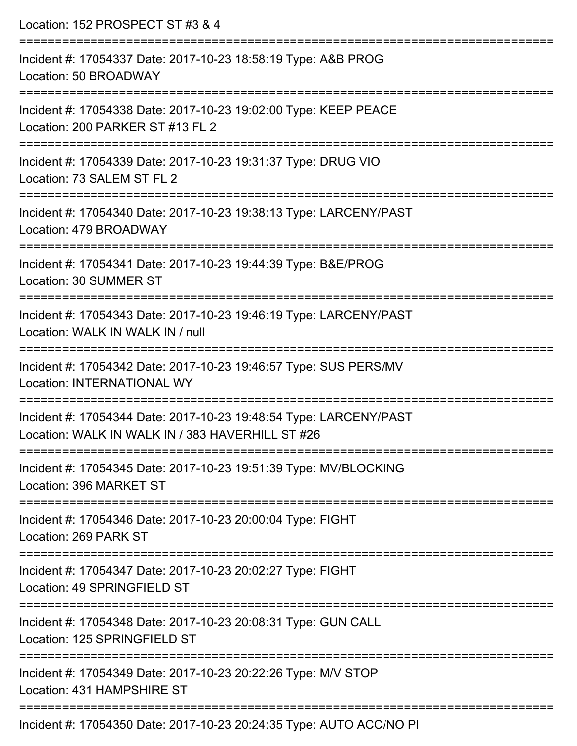Location: 152 PROSPECT ST #3 & 4

===========================================================================

Incident #: 17054337 Date: 2017-10-23 18:58:19 Type: A&B PROG
Location: 50 BROADWAY

===========================================================================

Incident #: 17054338 Date: 2017-10-23 19:02:00 Type: KEEP PEACE
Location: 200 PARKER ST #13 FL 2

===========================================================================

Incident #: 17054339 Date: 2017-10-23 19:31:37 Type: DRUG VIO
Location: 73 SALEM ST FL 2

===========================================================================

Incident #: 17054340 Date: 2017-10-23 19:38:13 Type: LARCENY/PAST
Location: 479 BROADWAY

===========================================================================

Incident #: 17054341 Date: 2017-10-23 19:44:39 Type: B&E/PROG
Location: 30 SUMMER ST

===========================================================================

Incident #: 17054343 Date: 2017-10-23 19:46:19 Type: LARCENY/PAST
Location: WALK IN WALK IN / null

===========================================================================

Incident #: 17054342 Date: 2017-10-23 19:46:57 Type: SUS PERS/MV
Location: INTERNATIONAL WY

===========================================================================

Incident #: 17054344 Date: 2017-10-23 19:48:54 Type: LARCENY/PAST
Location: WALK IN WALK IN / 383 HAVERHILL ST #26

===========================================================================

Incident #: 17054345 Date: 2017-10-23 19:51:39 Type: MV/BLOCKING
Location: 396 MARKET ST

===========================================================================

Incident #: 17054346 Date: 2017-10-23 20:00:04 Type: FIGHT
Location: 269 PARK ST

===========================================================================

Incident #: 17054347 Date: 2017-10-23 20:02:27 Type: FIGHT
Location: 49 SPRINGFIELD ST

===========================================================================

Incident #: 17054348 Date: 2017-10-23 20:08:31 Type: GUN CALL
Location: 125 SPRINGFIELD ST

===========================================================================

Incident #: 17054349 Date: 2017-10-23 20:22:26 Type: M/V STOP
Location: 431 HAMPSHIRE ST

===========================================================================

Incident #: 17054350 Date: 2017-10-23 20:24:35 Type: AUTO ACC/NO PI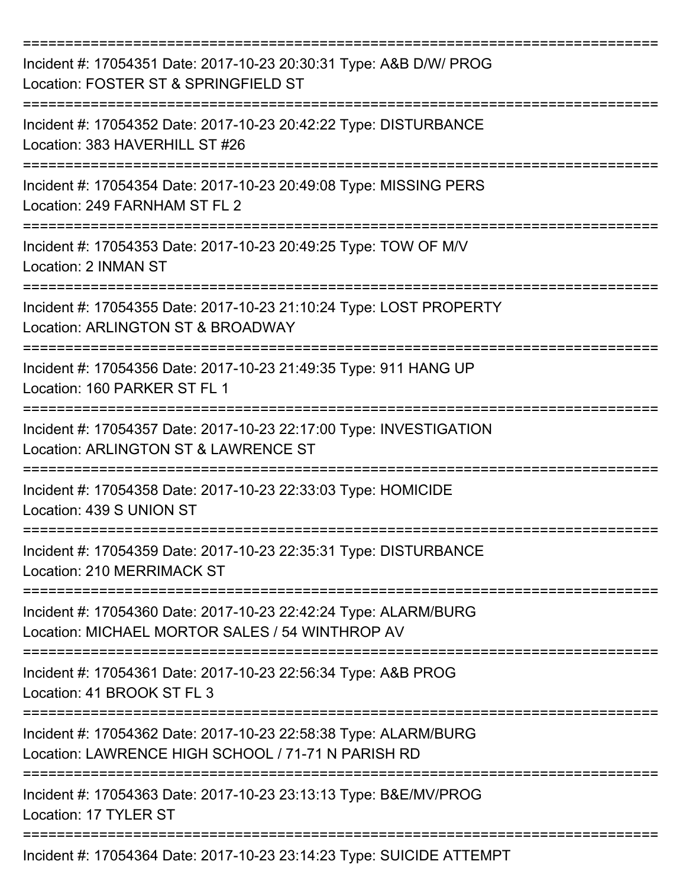===========================================================================

Incident #: 17054351 Date: 2017-10-23 20:30:31 Type: A&B D/W/ PROG
Location: FOSTER ST & SPRINGFIELD ST

===========================================================================

Incident #: 17054352 Date: 2017-10-23 20:42:22 Type: DISTURBANCE
Location: 383 HAVERHILL ST #26

===========================================================================

Incident #: 17054354 Date: 2017-10-23 20:49:08 Type: MISSING PERS
Location: 249 FARNHAM ST FL 2

===========================================================================

Incident #: 17054353 Date: 2017-10-23 20:49:25 Type: TOW OF M/V
Location: 2 INMAN ST

===========================================================================

Incident #: 17054355 Date: 2017-10-23 21:10:24 Type: LOST PROPERTY
Location: ARLINGTON ST & BROADWAY

===========================================================================

Incident #: 17054356 Date: 2017-10-23 21:49:35 Type: 911 HANG UP
Location: 160 PARKER ST FL 1

===========================================================================

Incident #: 17054357 Date: 2017-10-23 22:17:00 Type: INVESTIGATION
Location: ARLINGTON ST & LAWRENCE ST

===========================================================================

Incident #: 17054358 Date: 2017-10-23 22:33:03 Type: HOMICIDE
Location: 439 S UNION ST

===========================================================================

Incident #: 17054359 Date: 2017-10-23 22:35:31 Type: DISTURBANCE
Location: 210 MERRIMACK ST

===========================================================================

Incident #: 17054360 Date: 2017-10-23 22:42:24 Type: ALARM/BURG
Location: MICHAEL MORTOR SALES / 54 WINTHROP AV

===========================================================================

Incident #: 17054361 Date: 2017-10-23 22:56:34 Type: A&B PROG
Location: 41 BROOK ST FL 3

===========================================================================

Incident #: 17054362 Date: 2017-10-23 22:58:38 Type: ALARM/BURG
Location: LAWRENCE HIGH SCHOOL / 71-71 N PARISH RD

===========================================================================

Incident #: 17054363 Date: 2017-10-23 23:13:13 Type: B&E/MV/PROG
Location: 17 TYLER ST

===========================================================================

Incident #: 17054364 Date: 2017-10-23 23:14:23 Type: SUICIDE ATTEMPT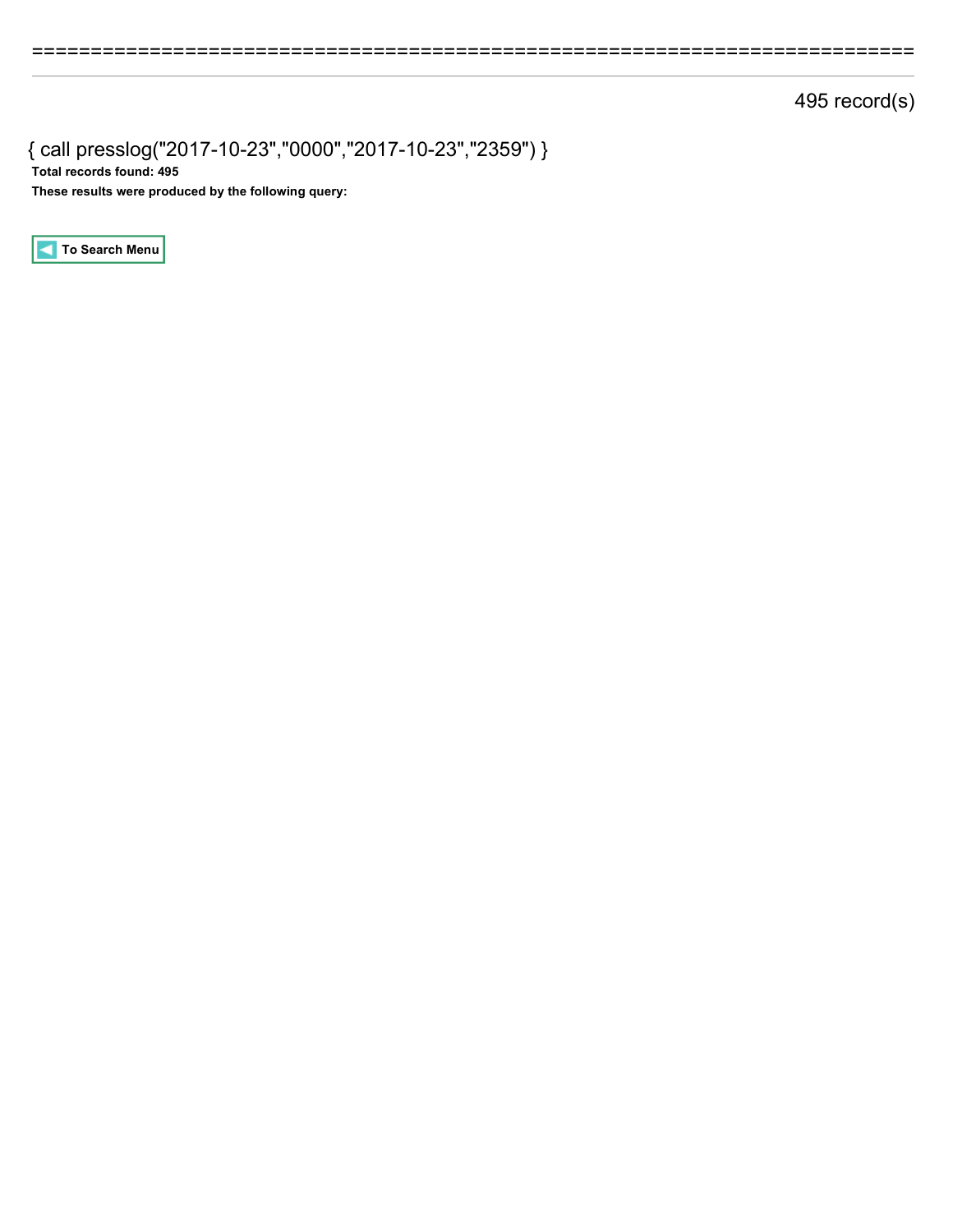==========================================================================

495 record(s)

{ call presslog("2017-10-23","0000","2017-10-23","2359") }

**Total records found: 495**

**These results were produced by the following query:**

**To Search Menu**